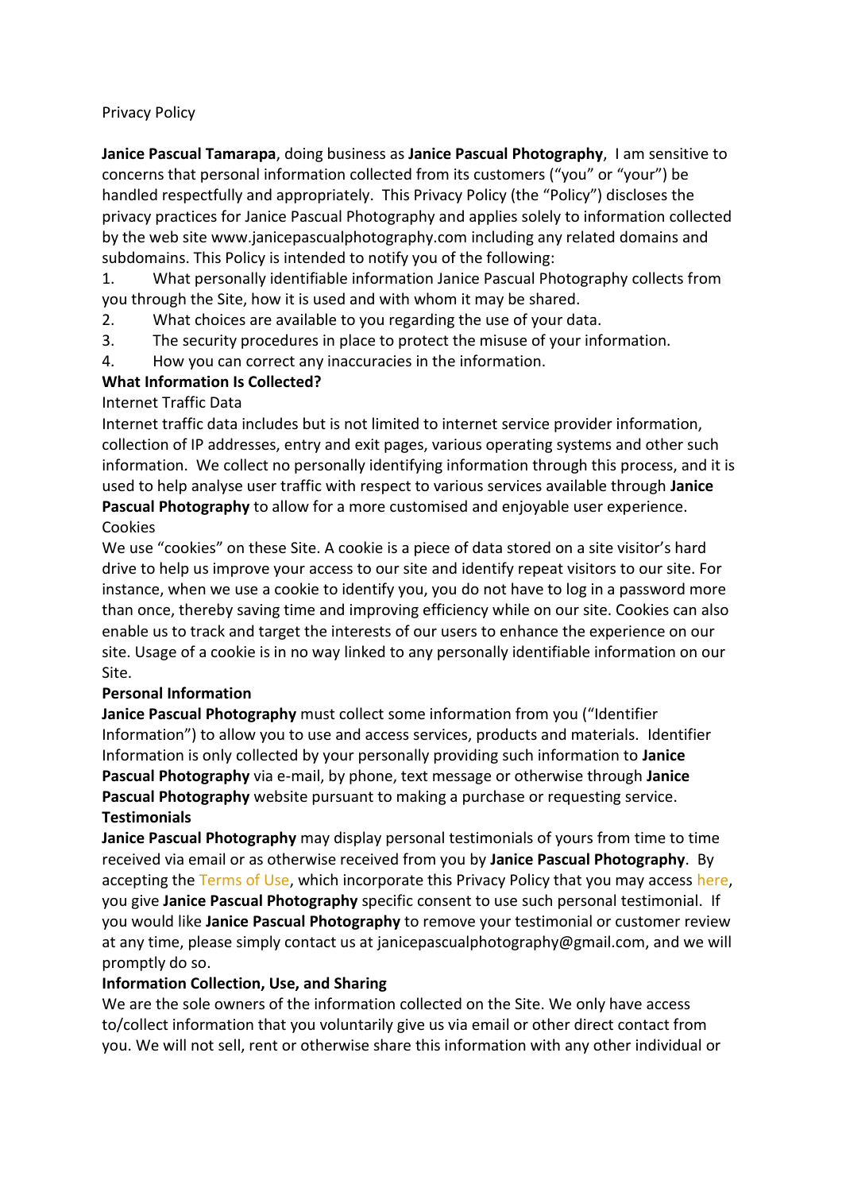Privacy Policy

**Janice Pascual Tamarapa**, doing business as **Janice Pascual Photography**, I am sensitive to concerns that personal information collected from its customers ("you" or "your") be handled respectfully and appropriately. This Privacy Policy (the "Policy") discloses the privacy practices for Janice Pascual Photography and applies solely to information collected by the web site www.janicepascualphotography.com including any related domains and subdomains. This Policy is intended to notify you of the following:

1. What personally identifiable information Janice Pascual Photography collects from you through the Site, how it is used and with whom it may be shared.
2. What choices are available to you regarding the use of your data.
3. The security procedures in place to protect the misuse of your information.
4. How you can correct any inaccuracies in the information.

**What Information Is Collected?**

Internet Traffic Data

Internet traffic data includes but is not limited to internet service provider information, collection of IP addresses, entry and exit pages, various operating systems and other such information. We collect no personally identifying information through this process, and it is used to help analyse user traffic with respect to various services available through **Janice Pascual Photography** to allow for a more customised and enjoyable user experience.

Cookies

We use "cookies" on these Site. A cookie is a piece of data stored on a site visitor's hard drive to help us improve your access to our site and identify repeat visitors to our site. For instance, when we use a cookie to identify you, you do not have to log in a password more than once, thereby saving time and improving efficiency while on our site. Cookies can also enable us to track and target the interests of our users to enhance the experience on our site. Usage of a cookie is in no way linked to any personally identifiable information on our Site.

**Personal Information**

**Janice Pascual Photography** must collect some information from you ("Identifier Information") to allow you to use and access services, products and materials. Identifier Information is only collected by your personally providing such information to **Janice Pascual Photography** via e-mail, by phone, text message or otherwise through **Janice Pascual Photography** website pursuant to making a purchase or requesting service.

**Testimonials**

**Janice Pascual Photography** may display personal testimonials of yours from time to time received via email or as otherwise received from you by **Janice Pascual Photography**. By accepting the Terms of Use, which incorporate this Privacy Policy that you may access here, you give **Janice Pascual Photography** specific consent to use such personal testimonial. If you would like **Janice Pascual Photography** to remove your testimonial or customer review at any time, please simply contact us at janicepascualphotography@gmail.com, and we will promptly do so.

**Information Collection, Use, and Sharing**

We are the sole owners of the information collected on the Site. We only have access to/collect information that you voluntarily give us via email or other direct contact from you. We will not sell, rent or otherwise share this information with any other individual or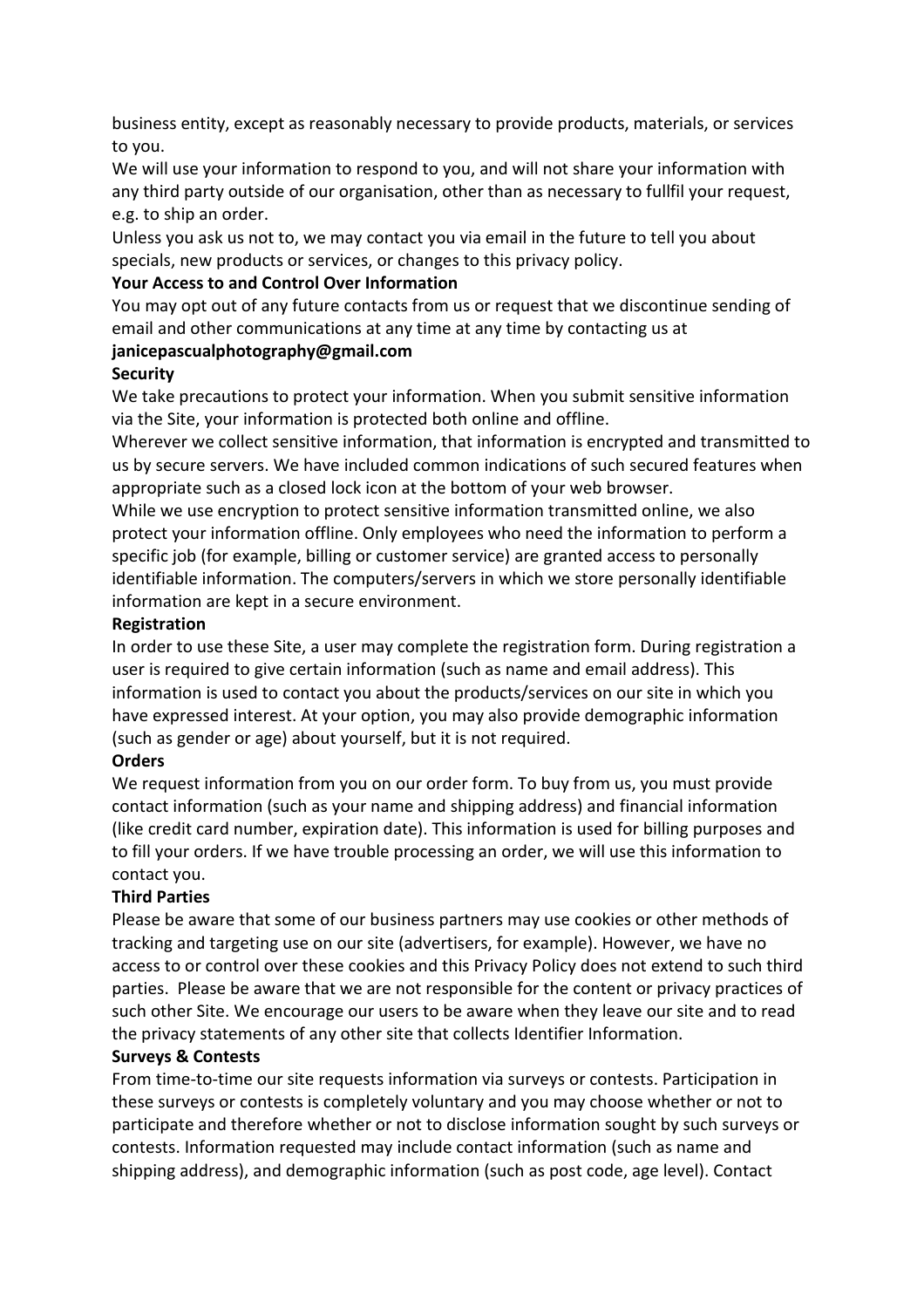business entity, except as reasonably necessary to provide products, materials, or services to you.

We will use your information to respond to you, and will not share your information with any third party outside of our organisation, other than as necessary to fullfil your request, e.g. to ship an order.

Unless you ask us not to, we may contact you via email in the future to tell you about specials, new products or services, or changes to this privacy policy.

**Your Access to and Control Over Information**

You may opt out of any future contacts from us or request that we discontinue sending of email and other communications at any time at any time by contacting us at **janicepascualphotography@gmail.com**

**Security**

We take precautions to protect your information. When you submit sensitive information via the Site, your information is protected both online and offline.

Wherever we collect sensitive information, that information is encrypted and transmitted to us by secure servers. We have included common indications of such secured features when appropriate such as a closed lock icon at the bottom of your web browser.

While we use encryption to protect sensitive information transmitted online, we also protect your information offline. Only employees who need the information to perform a specific job (for example, billing or customer service) are granted access to personally identifiable information. The computers/servers in which we store personally identifiable information are kept in a secure environment.

**Registration**

In order to use these Site, a user may complete the registration form. During registration a user is required to give certain information (such as name and email address). This information is used to contact you about the products/services on our site in which you have expressed interest. At your option, you may also provide demographic information (such as gender or age) about yourself, but it is not required.

**Orders**

We request information from you on our order form. To buy from us, you must provide contact information (such as your name and shipping address) and financial information (like credit card number, expiration date). This information is used for billing purposes and to fill your orders. If we have trouble processing an order, we will use this information to contact you.

**Third Parties**

Please be aware that some of our business partners may use cookies or other methods of tracking and targeting use on our site (advertisers, for example). However, we have no access to or control over these cookies and this Privacy Policy does not extend to such third parties. Please be aware that we are not responsible for the content or privacy practices of such other Site. We encourage our users to be aware when they leave our site and to read the privacy statements of any other site that collects Identifier Information.

**Surveys & Contests**

From time-to-time our site requests information via surveys or contests. Participation in these surveys or contests is completely voluntary and you may choose whether or not to participate and therefore whether or not to disclose information sought by such surveys or contests. Information requested may include contact information (such as name and shipping address), and demographic information (such as post code, age level). Contact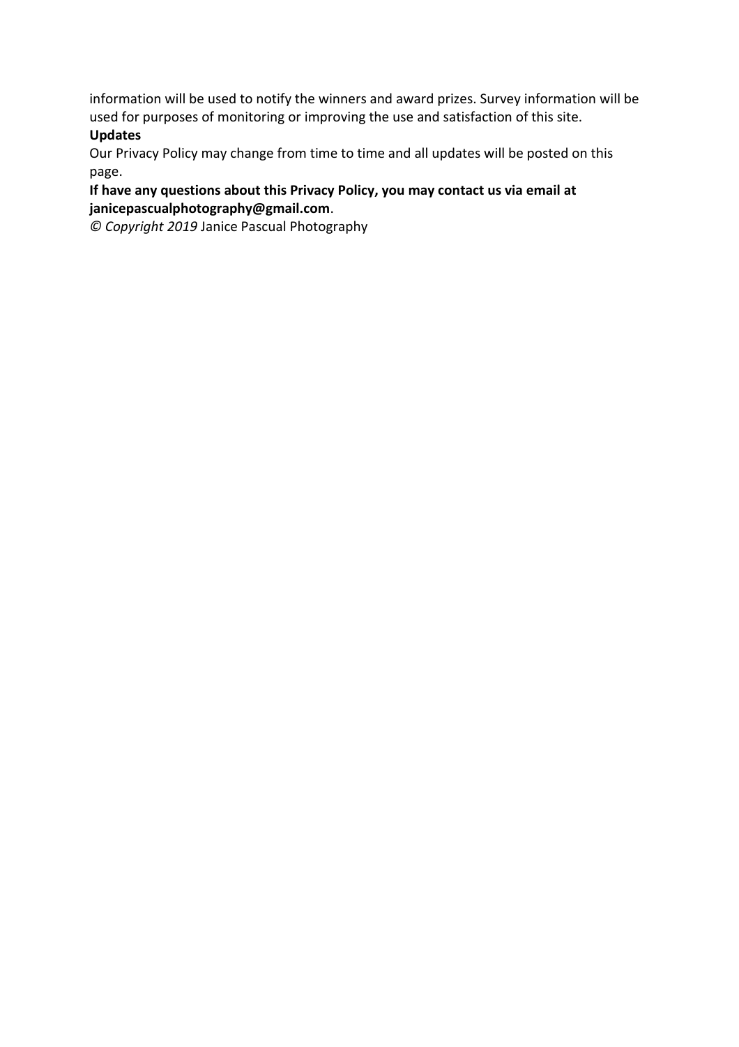information will be used to notify the winners and award prizes. Survey information will be used for purposes of monitoring or improving the use and satisfaction of this site.

**Updates**

Our Privacy Policy may change from time to time and all updates will be posted on this page.

**If have any questions about this Privacy Policy, you may contact us via email at janicepascualphotography@gmail.com**.

*© Copyright 2019* Janice Pascual Photography